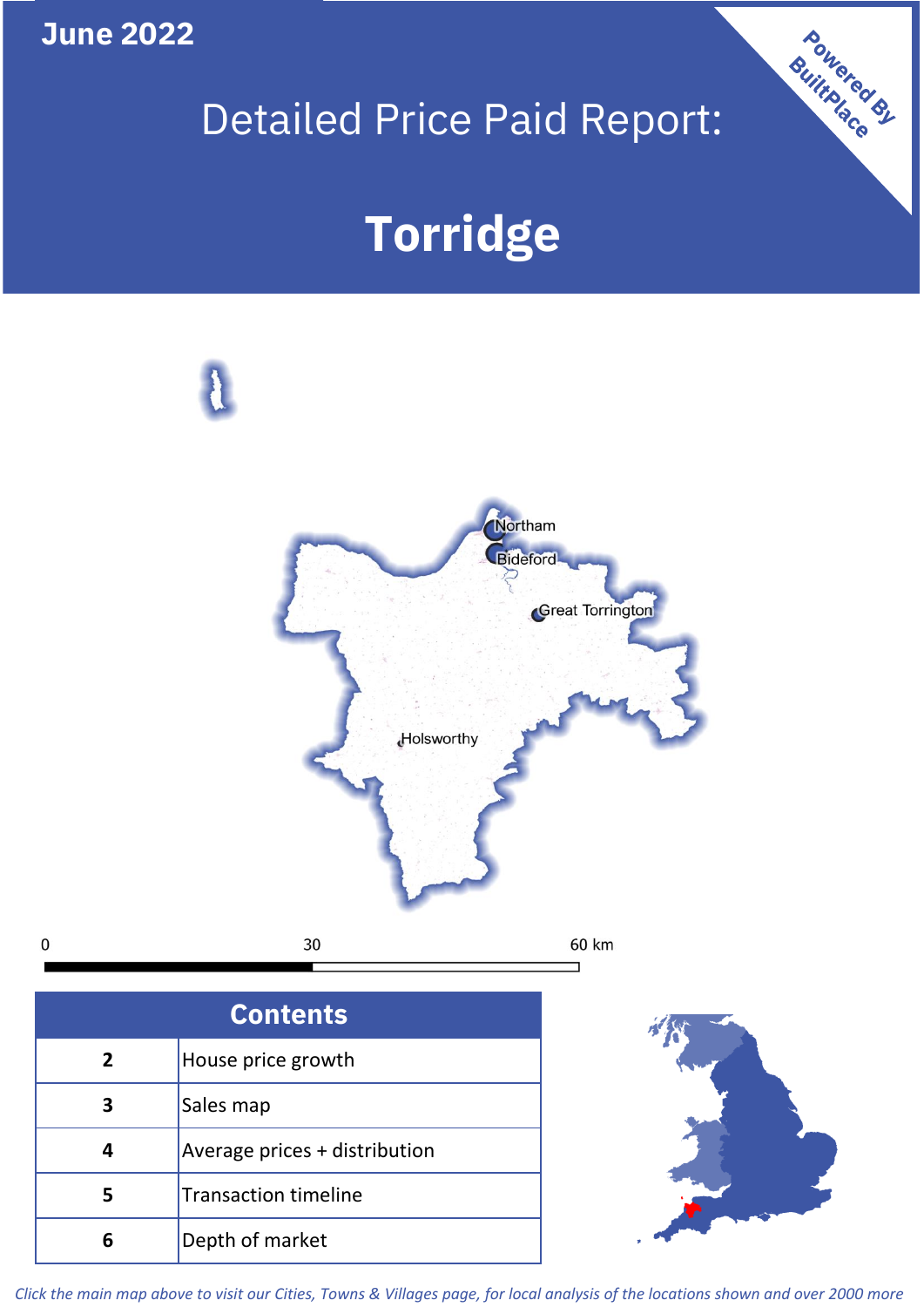June 2022

# Detailed Price Paid Report:

# Torridge

Powered By BuiltPlace

Northam

Bideford

Great Torrington

Holsworthy

0 30 60 km

| Contents | |
|---|---|
| 2 | House price growth |
| 3 | Sales map |
| 4 | Average prices + distribution |
| 5 | Transaction timeline |
| 6 | Depth of market |

*Click the main map above to visit our Cities, Towns & Villages page, for local analysis of the locations shown and over 2000 more*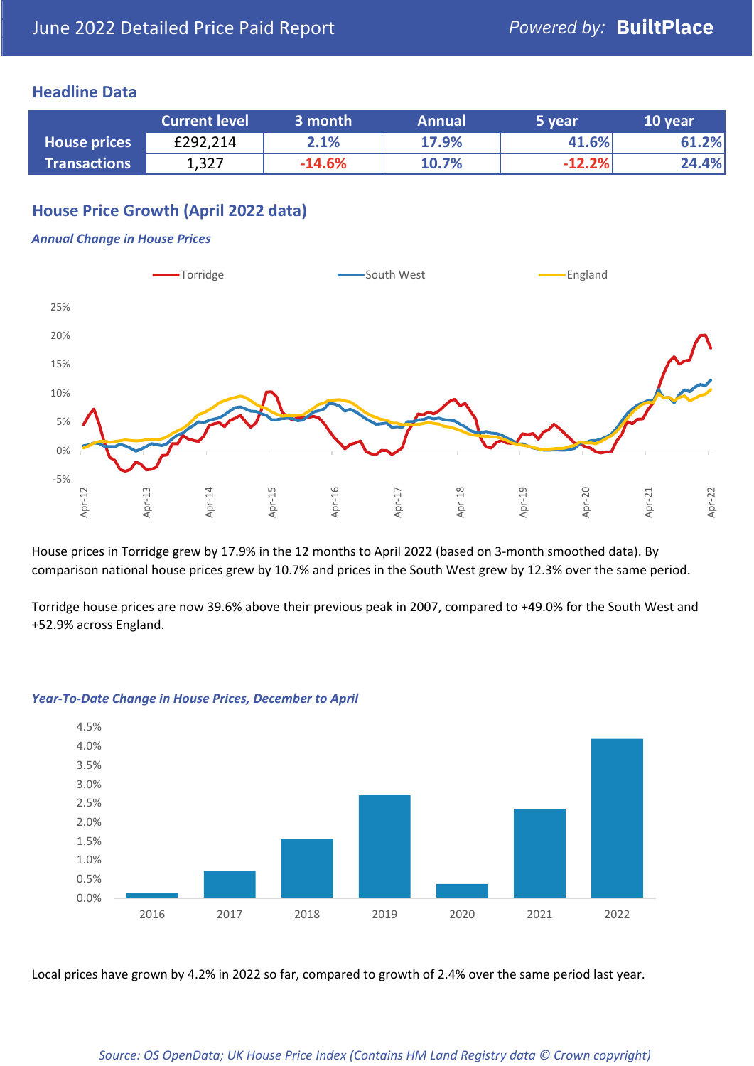June 2022 Detailed Price Paid Report

Powered by: **BuiltPlace**

## Headline Data

| | Current level | 3 month | Annual | 5 year | 10 year |
|---|---|---|---|---|---|
| **House prices** | £292,214 | 2.1% | 17.9% | 41.6% | 61.2% |
| **Transactions** | 1,327 | -14.6% | 10.7% | -12.2% | 24.4% |

## House Price Growth (April 2022 data)

***Annual Change in House Prices***

House prices in Torridge grew by 17.9% in the 12 months to April 2022 (based on 3-month smoothed data). By comparison national house prices grew by 10.7% and prices in the South West grew by 12.3% over the same period.

Torridge house prices are now 39.6% above their previous peak in 2007, compared to +49.0% for the South West and +52.9% across England.

***Year-To-Date Change in House Prices, December to April***

Local prices have grown by 4.2% in 2022 so far, compared to growth of 2.4% over the same period last year.

*Source: OS OpenData; UK House Price Index (Contains HM Land Registry data © Crown copyright)*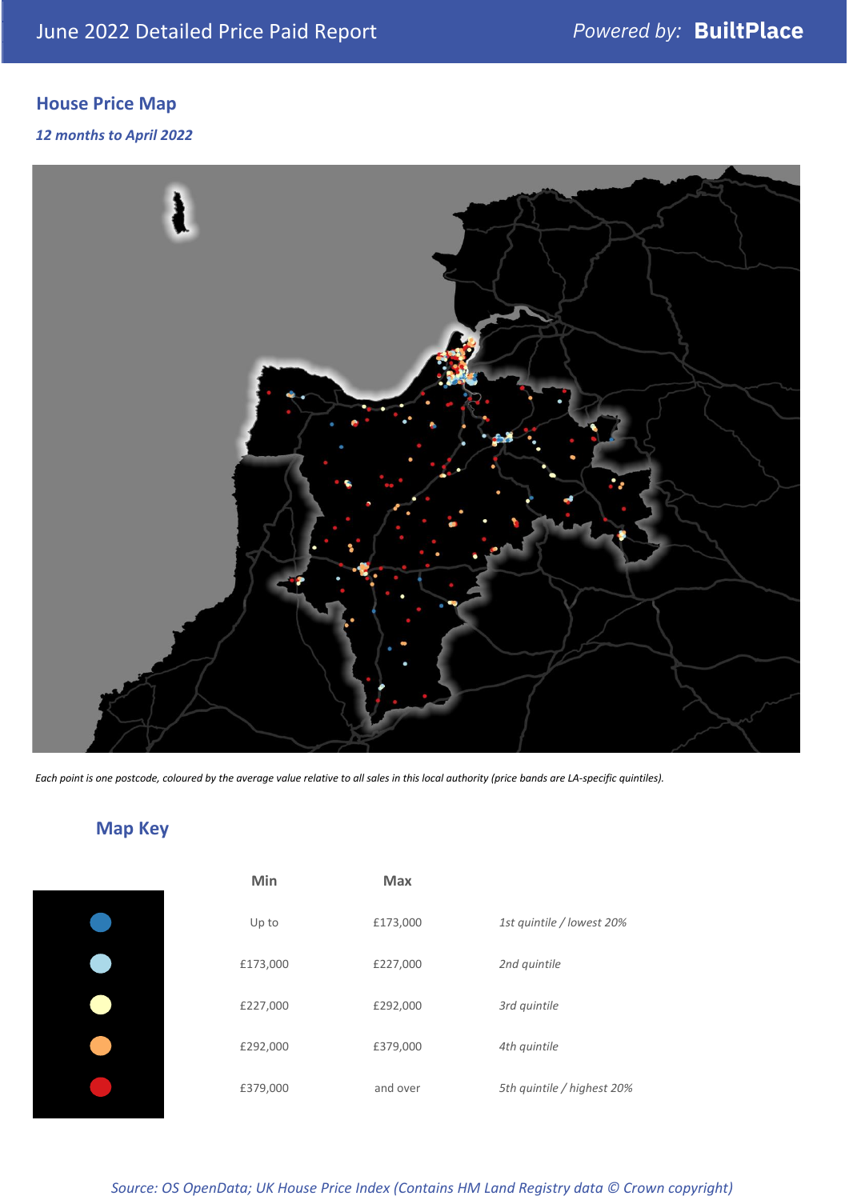June 2022 Detailed Price Paid Report — Powered by: **BuiltPlace**

## House Price Map

*12 months to April 2022*

*Each point is one postcode, coloured by the average value relative to all sales in this local authority (price bands are LA-specific quintiles).*

## Map Key

| | Min | Max | |
|---|---|---|---|
| (dark blue) | Up to | £173,000 | *1st quintile / lowest 20%* |
| (light blue) | £173,000 | £227,000 | *2nd quintile* |
| (pale yellow) | £227,000 | £292,000 | *3rd quintile* |
| (orange) | £292,000 | £379,000 | *4th quintile* |
| (red) | £379,000 | and over | *5th quintile / highest 20%* |

*Source: OS OpenData; UK House Price Index (Contains HM Land Registry data © Crown copyright)*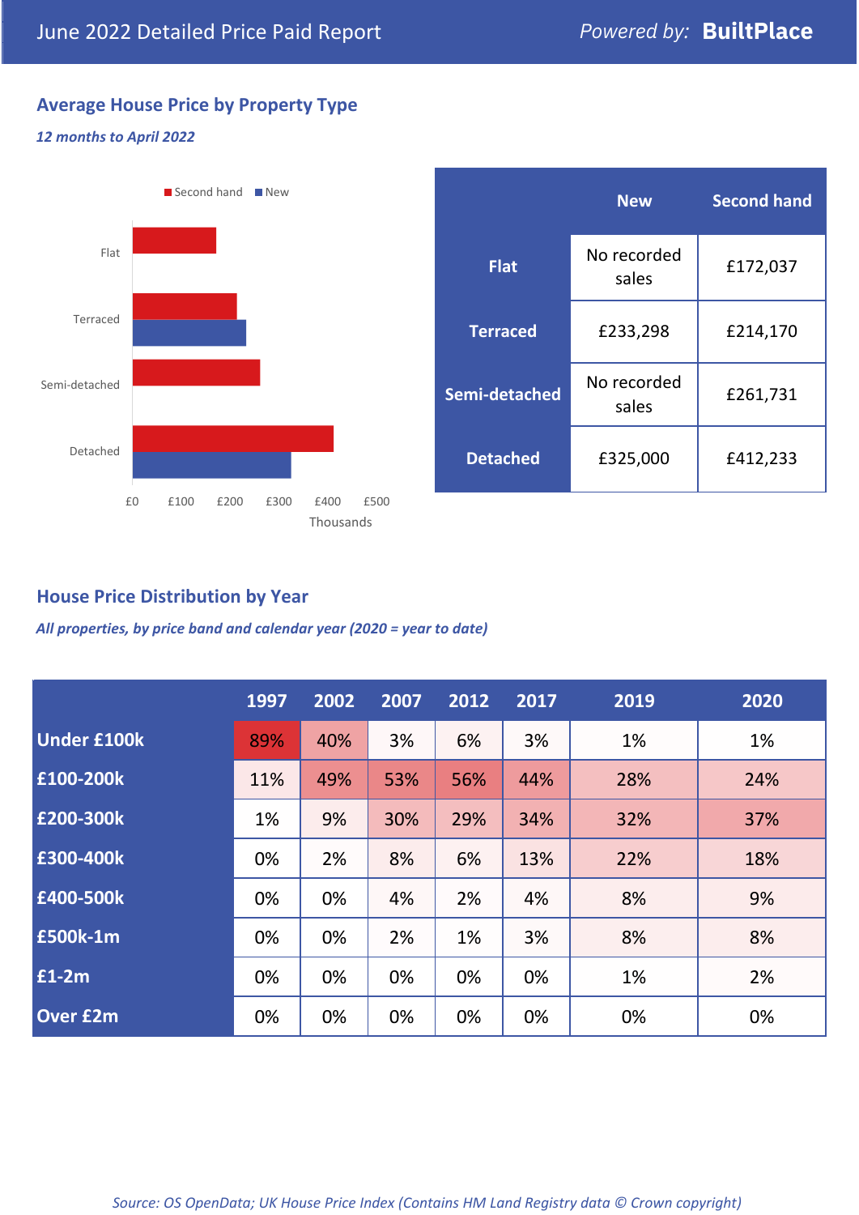June 2022 Detailed Price Paid Report

*Powered by:* **BuiltPlace**

## Average House Price by Property Type

***12 months to April 2022***

Second hand / New

Flat, Terraced, Semi-detached, Detached

£0 £100 £200 £300 £400 £500

Thousands

| | New | Second hand |
|---|---|---|
| **Flat** | No recorded sales | £172,037 |
| **Terraced** | £233,298 | £214,170 |
| **Semi-detached** | No recorded sales | £261,731 |
| **Detached** | £325,000 | £412,233 |

## House Price Distribution by Year

***All properties, by price band and calendar year (2020 = year to date)***

| | 1997 | 2002 | 2007 | 2012 | 2017 | 2019 | 2020 |
|---|---|---|---|---|---|---|---|
| **Under £100k** | 89% | 40% | 3% | 6% | 3% | 1% | 1% |
| **£100-200k** | 11% | 49% | 53% | 56% | 44% | 28% | 24% |
| **£200-300k** | 1% | 9% | 30% | 29% | 34% | 32% | 37% |
| **£300-400k** | 0% | 2% | 8% | 6% | 13% | 22% | 18% |
| **£400-500k** | 0% | 0% | 4% | 2% | 4% | 8% | 9% |
| **£500k-1m** | 0% | 0% | 2% | 1% | 3% | 8% | 8% |
| **£1-2m** | 0% | 0% | 0% | 0% | 0% | 1% | 2% |
| **Over £2m** | 0% | 0% | 0% | 0% | 0% | 0% | 0% |

*Source: OS OpenData; UK House Price Index (Contains HM Land Registry data © Crown copyright)*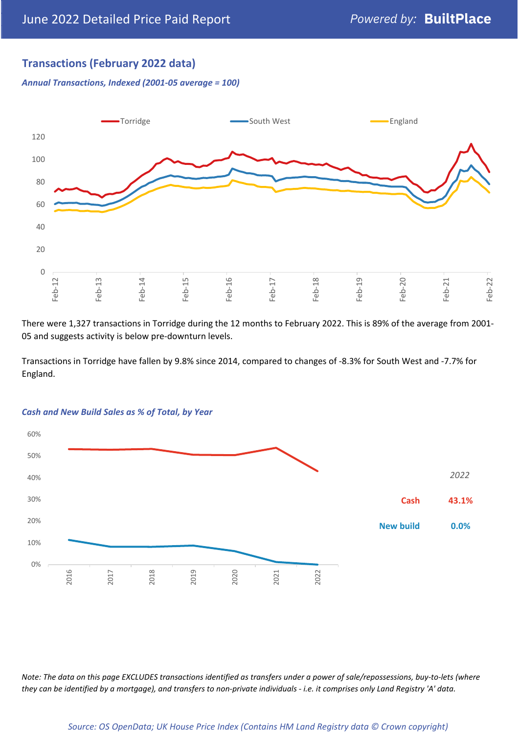## Transactions (February 2022 data)

*Annual Transactions, Indexed (2001-05 average = 100)*

There were 1,327 transactions in Torridge during the 12 months to February 2022. This is 89% of the average from 2001-05 and suggests activity is below pre-downturn levels.

Transactions in Torridge have fallen by 9.8% since 2014, compared to changes of -8.3% for South West and -7.7% for England.

*Cash and New Build Sales as % of Total, by Year*

| 2022 | |
|---|---|
| Cash | 43.1% |
| New build | 0.0% |

*Note: The data on this page EXCLUDES transactions identified as transfers under a power of sale/repossessions, buy-to-lets (where they can be identified by a mortgage), and transfers to non-private individuals - i.e. it comprises only Land Registry 'A' data.*

*Source: OS OpenData; UK House Price Index (Contains HM Land Registry data © Crown copyright)*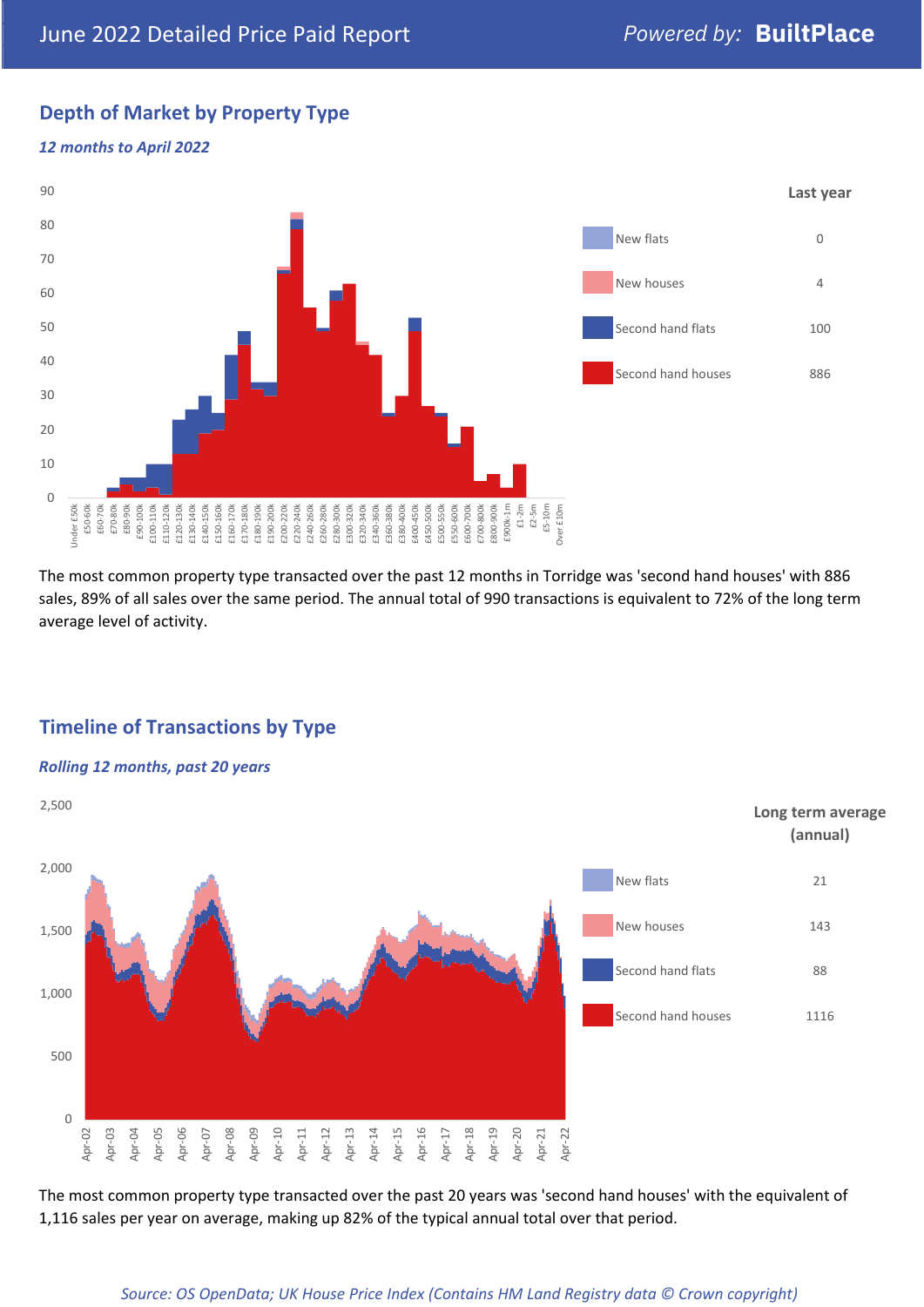June 2022 Detailed Price Paid Report

Powered by: **BuiltPlace**

## Depth of Market by Property Type

*12 months to April 2022*

90
80
70
60
50
40
30
20
10
0

Under £50k, £50-60k, £60-70k, £70-80k, £80-90k, £90-100k, £100-110k, £110-120k, £120-130k, £130-140k, £140-150k, £150-160k, £160-170k, £170-180k, £180-190k, £190-200k, £200-220k, £220-240k, £240-260k, £260-280k, £280-300k, £300-320k, £320-340k, £340-360k, £360-380k, £380-400k, £400-450k, £450-500k, £500-550k, £550-600k, £600-700k, £700-800k, £800-900k, £900k-1m, £1-2m, £2-5m, £5-10m, Over £10m

Last year

New flats 0

New houses 4

Second hand flats 100

Second hand houses 886

The most common property type transacted over the past 12 months in Torridge was 'second hand houses' with 886 sales, 89% of all sales over the same period. The annual total of 990 transactions is equivalent to 72% of the long term average level of activity.

## Timeline of Transactions by Type

*Rolling 12 months, past 20 years*

2,500
2,000
1,500
1,000
500
0

Apr-02, Apr-03, Apr-04, Apr-05, Apr-06, Apr-07, Apr-08, Apr-09, Apr-10, Apr-11, Apr-12, Apr-13, Apr-14, Apr-15, Apr-16, Apr-17, Apr-18, Apr-19, Apr-20, Apr-21, Apr-22

Long term average (annual)

New flats 21

New houses 143

Second hand flats 88

Second hand houses 1116

The most common property type transacted over the past 20 years was 'second hand houses' with the equivalent of 1,116 sales per year on average, making up 82% of the typical annual total over that period.

*Source: OS OpenData; UK House Price Index (Contains HM Land Registry data © Crown copyright)*